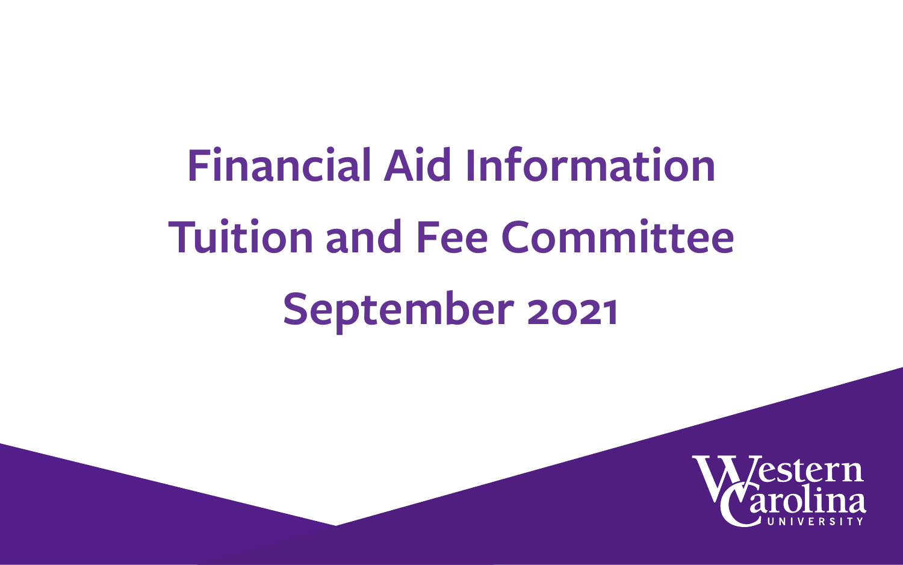# Financial Aid Information

# Tuition and Fee Committee

# September 2021

Western Carolina University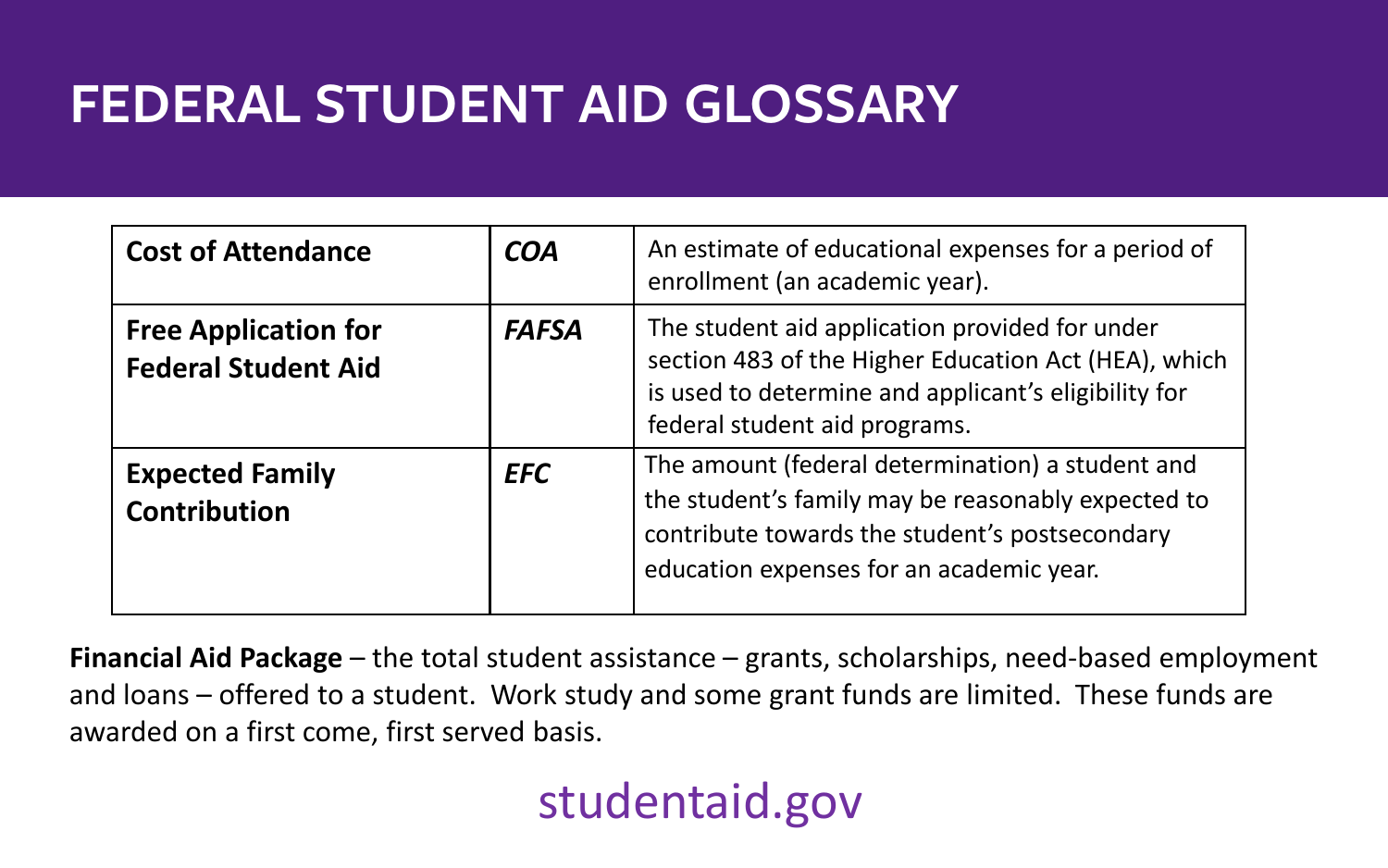# FEDERAL STUDENT AID GLOSSARY

| | | |
|---|---|---|
| **Cost of Attendance** | ***COA*** | An estimate of educational expenses for a period of enrollment (an academic year). |
| **Free Application for Federal Student Aid** | ***FAFSA*** | The student aid application provided for under section 483 of the Higher Education Act (HEA), which is used to determine and applicant's eligibility for federal student aid programs. |
| **Expected Family Contribution** | ***EFC*** | The amount (federal determination) a student and the student's family may be reasonably expected to contribute towards the student's postsecondary education expenses for an academic year. |

**Financial Aid Package** – the total student assistance – grants, scholarships, need-based employment and loans – offered to a student. Work study and some grant funds are limited. These funds are awarded on a first come, first served basis.

studentaid.gov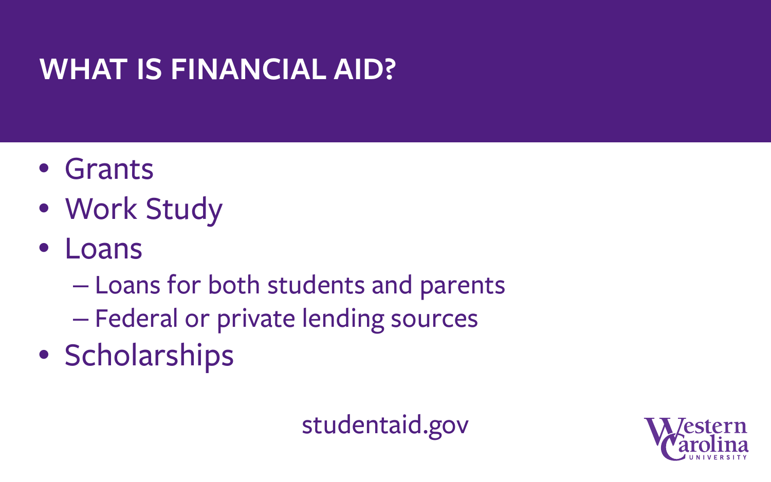# WHAT IS FINANCIAL AID?

- Grants
- Work Study
- Loans
  - Loans for both students and parents
  - Federal or private lending sources
- Scholarships

studentaid.gov

Western Carolina University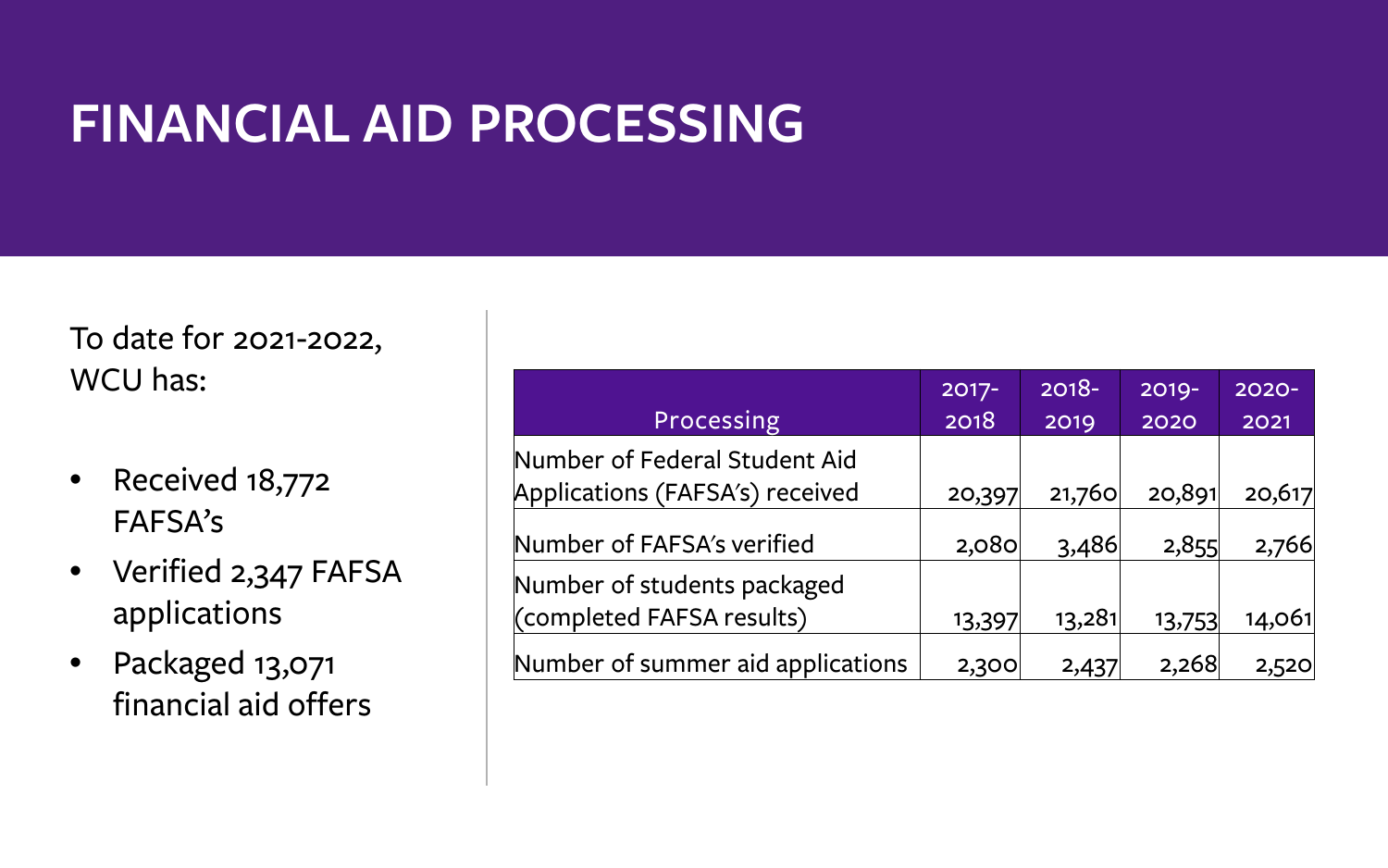# FINANCIAL AID PROCESSING

To date for 2021-2022, WCU has:

- Received 18,772 FAFSA's
- Verified 2,347 FAFSA applications
- Packaged 13,071 financial aid offers

| Processing | 2017-2018 | 2018-2019 | 2019-2020 | 2020-2021 |
|---|---|---|---|---|
| Number of Federal Student Aid Applications (FAFSA's) received | 20,397 | 21,760 | 20,891 | 20,617 |
| Number of FAFSA's verified | 2,080 | 3,486 | 2,855 | 2,766 |
| Number of students packaged (completed FAFSA results) | 13,397 | 13,281 | 13,753 | 14,061 |
| Number of summer aid applications | 2,300 | 2,437 | 2,268 | 2,520 |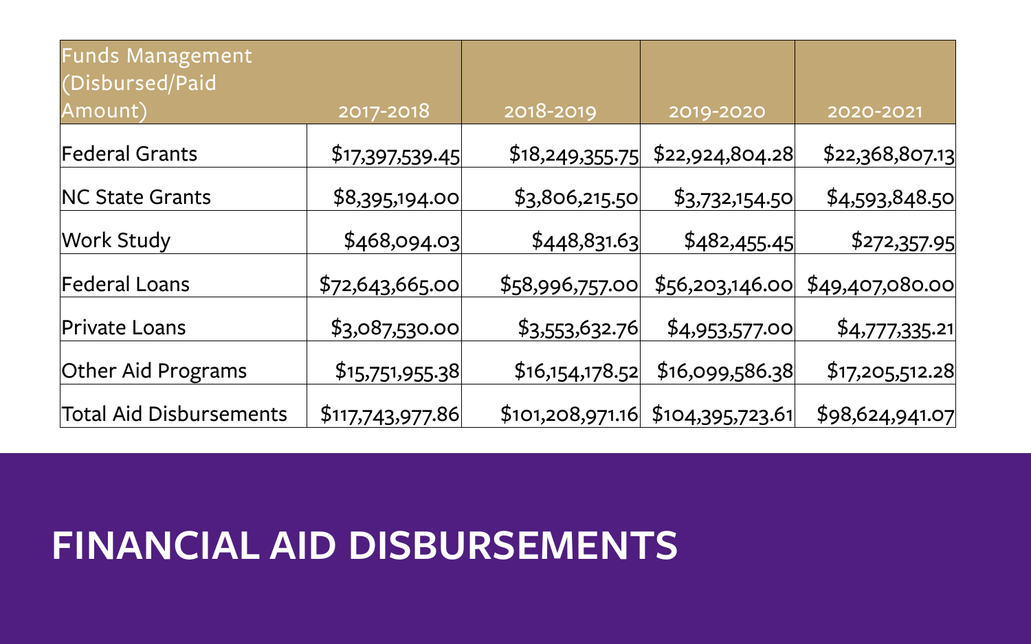| Funds Management (Disbursed/Paid Amount) | 2017-2018 | 2018-2019 | 2019-2020 | 2020-2021 |
| --- | --- | --- | --- | --- |
| Federal Grants | $17,397,539.45 | $18,249,355.75 | $22,924,804.28 | $22,368,807.13 |
| NC State Grants | $8,395,194.00 | $3,806,215.50 | $3,732,154.50 | $4,593,848.50 |
| Work Study | $468,094.03 | $448,831.63 | $482,455.45 | $272,357.95 |
| Federal Loans | $72,643,665.00 | $58,996,757.00 | $56,203,146.00 | $49,407,080.00 |
| Private Loans | $3,087,530.00 | $3,553,632.76 | $4,953,577.00 | $4,777,335.21 |
| Other Aid Programs | $15,751,955.38 | $16,154,178.52 | $16,099,586.38 | $17,205,512.28 |
| Total Aid Disbursements | $117,743,977.86 | $101,208,971.16 | $104,395,723.61 | $98,624,941.07 |

# FINANCIAL AID DISBURSEMENTS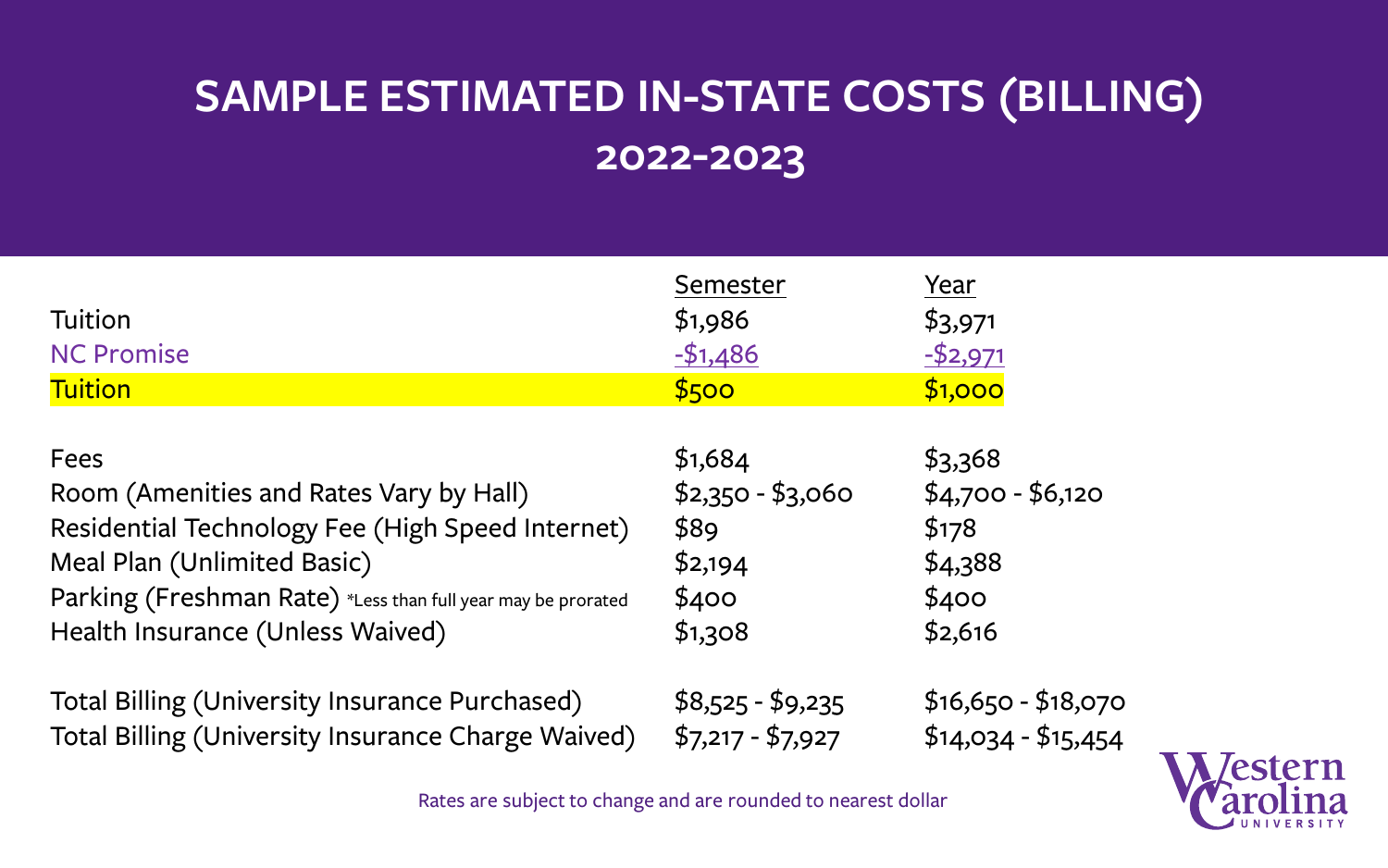# SAMPLE ESTIMATED IN-STATE COSTS (BILLING) 2022-2023

| | Semester | Year |
|---|---|---|
| Tuition | $1,986 | $3,971 |
| NC Promise | -$1,486 | -$2,971 |
| Tuition | $500 | $1,000 |
| | | |
| Fees | $1,684 | $3,368 |
| Room (Amenities and Rates Vary by Hall) | $2,350 - $3,060 | $4,700 - $6,120 |
| Residential Technology Fee (High Speed Internet) | $89 | $178 |
| Meal Plan (Unlimited Basic) | $2,194 | $4,388 |
| Parking (Freshman Rate) *Less than full year may be prorated | $400 | $400 |
| Health Insurance (Unless Waived) | $1,308 | $2,616 |
| | | |
| Total Billing (University Insurance Purchased) | $8,525 - $9,235 | $16,650 - $18,070 |
| Total Billing (University Insurance Charge Waived) | $7,217 - $7,927 | $14,034 - $15,454 |

Rates are subject to change and are rounded to nearest dollar

Western Carolina University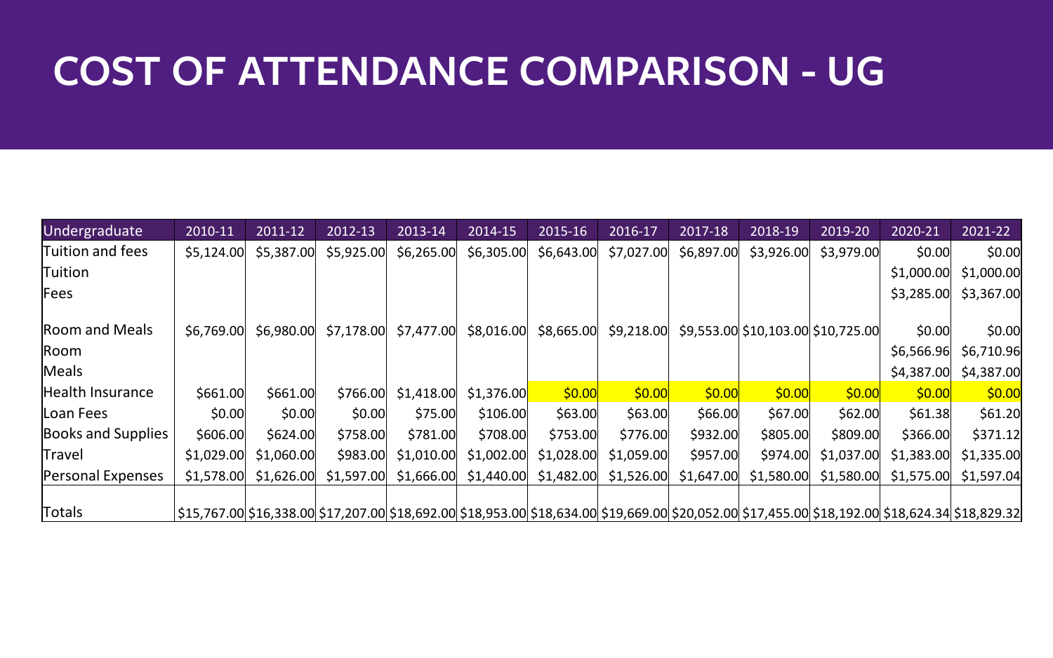# COST OF ATTENDANCE COMPARISON - UG

| Undergraduate | 2010-11 | 2011-12 | 2012-13 | 2013-14 | 2014-15 | 2015-16 | 2016-17 | 2017-18 | 2018-19 | 2019-20 | 2020-21 | 2021-22 |
|---|---|---|---|---|---|---|---|---|---|---|---|---|
| Tuition and fees | $5,124.00 | $5,387.00 | $5,925.00 | $6,265.00 | $6,305.00 | $6,643.00 | $7,027.00 | $6,897.00 | $3,926.00 | $3,979.00 | $0.00 | $0.00 |
| Tuition | | | | | | | | | | | $1,000.00 | $1,000.00 |
| Fees | | | | | | | | | | | $3,285.00 | $3,367.00 |
| Room and Meals | $6,769.00 | $6,980.00 | $7,178.00 | $7,477.00 | $8,016.00 | $8,665.00 | $9,218.00 | $9,553.00 | $10,103.00 | $10,725.00 | $0.00 | $0.00 |
| Room | | | | | | | | | | | $6,566.96 | $6,710.96 |
| Meals | | | | | | | | | | | $4,387.00 | $4,387.00 |
| Health Insurance | $661.00 | $661.00 | $766.00 | $1,418.00 | $1,376.00 | $0.00 | $0.00 | $0.00 | $0.00 | $0.00 | $0.00 | $0.00 |
| Loan Fees | $0.00 | $0.00 | $0.00 | $75.00 | $106.00 | $63.00 | $63.00 | $66.00 | $67.00 | $62.00 | $61.38 | $61.20 |
| Books and Supplies | $606.00 | $624.00 | $758.00 | $781.00 | $708.00 | $753.00 | $776.00 | $932.00 | $805.00 | $809.00 | $366.00 | $371.12 |
| Travel | $1,029.00 | $1,060.00 | $983.00 | $1,010.00 | $1,002.00 | $1,028.00 | $1,059.00 | $957.00 | $974.00 | $1,037.00 | $1,383.00 | $1,335.00 |
| Personal Expenses | $1,578.00 | $1,626.00 | $1,597.00 | $1,666.00 | $1,440.00 | $1,482.00 | $1,526.00 | $1,647.00 | $1,580.00 | $1,580.00 | $1,575.00 | $1,597.04 |
| Totals | $15,767.00 | $16,338.00 | $17,207.00 | $18,692.00 | $18,953.00 | $18,634.00 | $19,669.00 | $20,052.00 | $17,455.00 | $18,192.00 | $18,624.34 | $18,829.32 |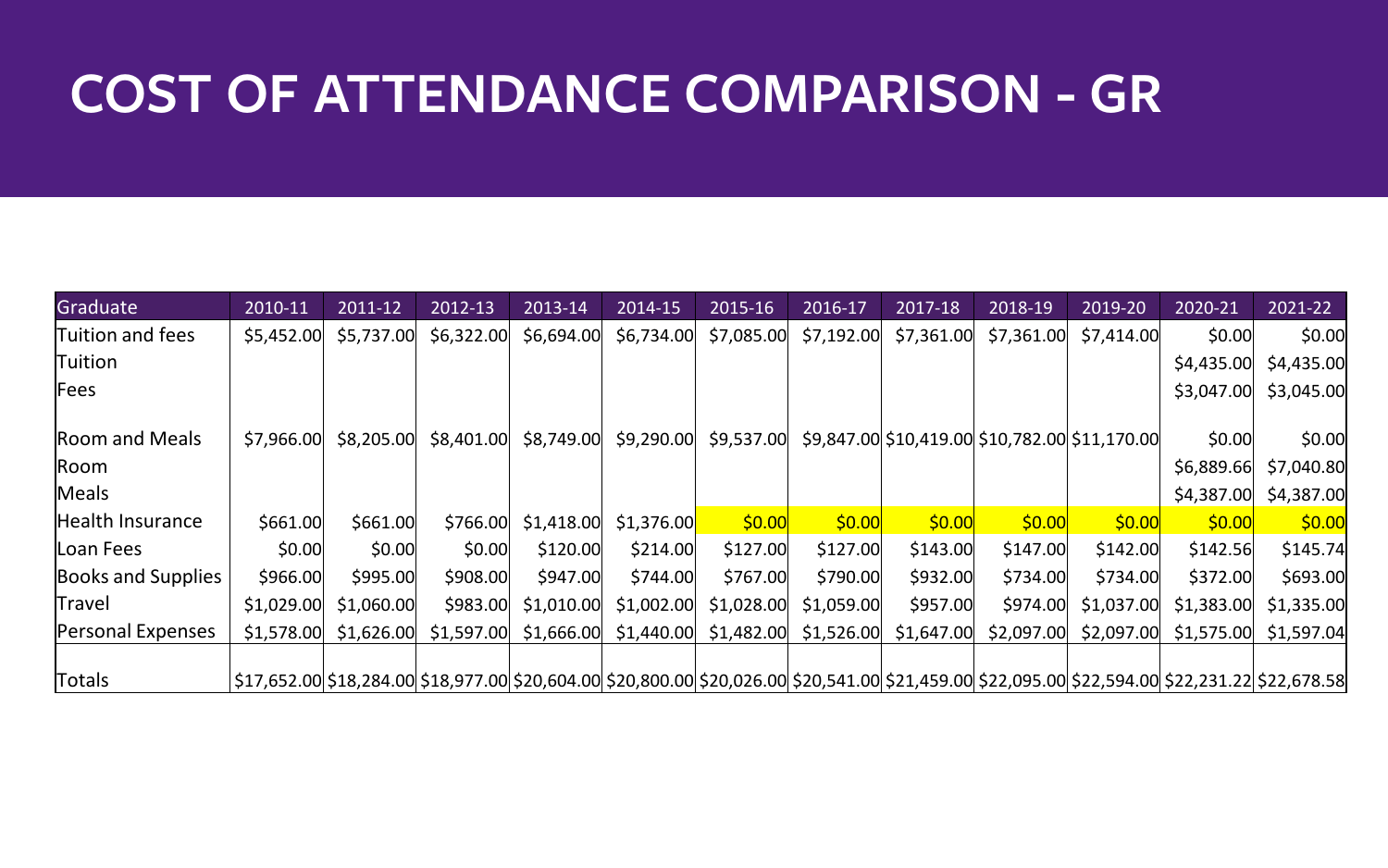# COST OF ATTENDANCE COMPARISON - GR

| Graduate | 2010-11 | 2011-12 | 2012-13 | 2013-14 | 2014-15 | 2015-16 | 2016-17 | 2017-18 | 2018-19 | 2019-20 | 2020-21 | 2021-22 |
|---|---|---|---|---|---|---|---|---|---|---|---|---|
| Tuition and fees | $5,452.00 | $5,737.00 | $6,322.00 | $6,694.00 | $6,734.00 | $7,085.00 | $7,192.00 | $7,361.00 | $7,361.00 | $7,414.00 | $0.00 | $0.00 |
| Tuition | | | | | | | | | | | $4,435.00 | $4,435.00 |
| Fees | | | | | | | | | | | $3,047.00 | $3,045.00 |
| Room and Meals | $7,966.00 | $8,205.00 | $8,401.00 | $8,749.00 | $9,290.00 | $9,537.00 | $9,847.00 | $10,419.00 | $10,782.00 | $11,170.00 | $0.00 | $0.00 |
| Room | | | | | | | | | | | $6,889.66 | $7,040.80 |
| Meals | | | | | | | | | | | $4,387.00 | $4,387.00 |
| Health Insurance | $661.00 | $661.00 | $766.00 | $1,418.00 | $1,376.00 | $0.00 | $0.00 | $0.00 | $0.00 | $0.00 | $0.00 | $0.00 |
| Loan Fees | $0.00 | $0.00 | $0.00 | $120.00 | $214.00 | $127.00 | $127.00 | $143.00 | $147.00 | $142.00 | $142.56 | $145.74 |
| Books and Supplies | $966.00 | $995.00 | $908.00 | $947.00 | $744.00 | $767.00 | $790.00 | $932.00 | $734.00 | $734.00 | $372.00 | $693.00 |
| Travel | $1,029.00 | $1,060.00 | $983.00 | $1,010.00 | $1,002.00 | $1,028.00 | $1,059.00 | $957.00 | $974.00 | $1,037.00 | $1,383.00 | $1,335.00 |
| Personal Expenses | $1,578.00 | $1,626.00 | $1,597.00 | $1,666.00 | $1,440.00 | $1,482.00 | $1,526.00 | $1,647.00 | $2,097.00 | $2,097.00 | $1,575.00 | $1,597.04 |
| Totals | $17,652.00 | $18,284.00 | $18,977.00 | $20,604.00 | $20,800.00 | $20,026.00 | $20,541.00 | $21,459.00 | $22,095.00 | $22,594.00 | $22,231.22 | $22,678.58 |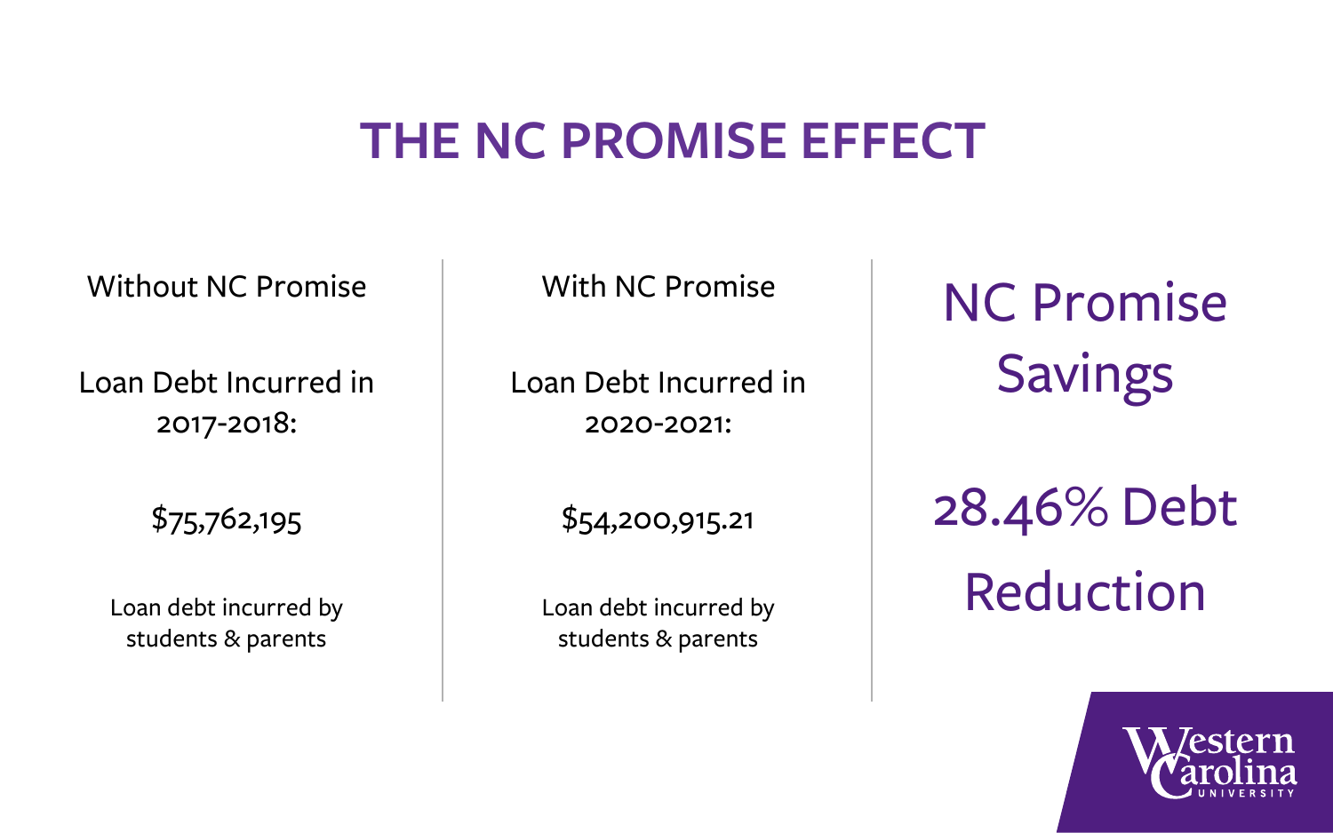# THE NC PROMISE EFFECT

Without NC Promise

Loan Debt Incurred in 2017-2018:

$75,762,195

Loan debt incurred by students & parents

With NC Promise

Loan Debt Incurred in 2020-2021:

$54,200,915.21

Loan debt incurred by students & parents

## NC Promise Savings

## 28.46% Debt Reduction

Western Carolina University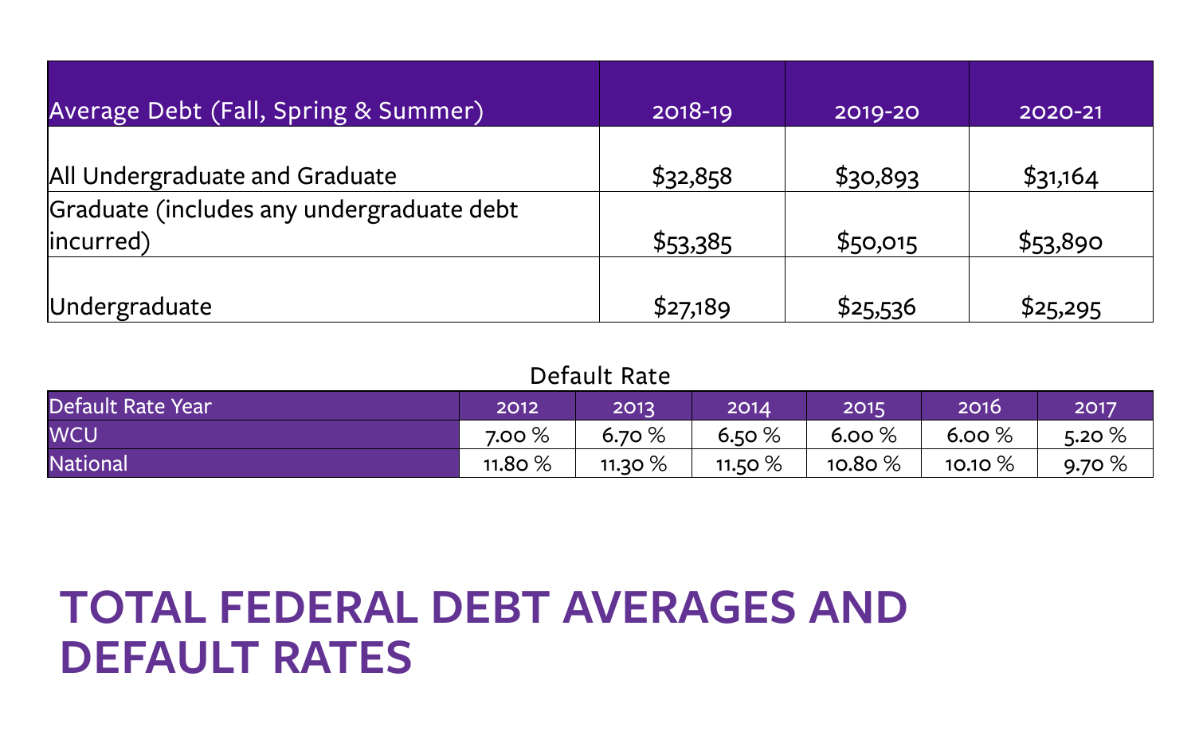| Average Debt (Fall, Spring & Summer) | 2018-19 | 2019-20 | 2020-21 |
| --- | --- | --- | --- |
| All Undergraduate and Graduate | $32,858 | $30,893 | $31,164 |
| Graduate (includes any undergraduate debt incurred) | $53,385 | $50,015 | $53,890 |
| Undergraduate | $27,189 | $25,536 | $25,295 |

Default Rate

| Default Rate Year | 2012 | 2013 | 2014 | 2015 | 2016 | 2017 |
| --- | --- | --- | --- | --- | --- | --- |
| WCU | 7.00 % | 6.70 % | 6.50 % | 6.00 % | 6.00 % | 5.20 % |
| National | 11.80 % | 11.30 % | 11.50 % | 10.80 % | 10.10 % | 9.70 % |

# TOTAL FEDERAL DEBT AVERAGES AND DEFAULT RATES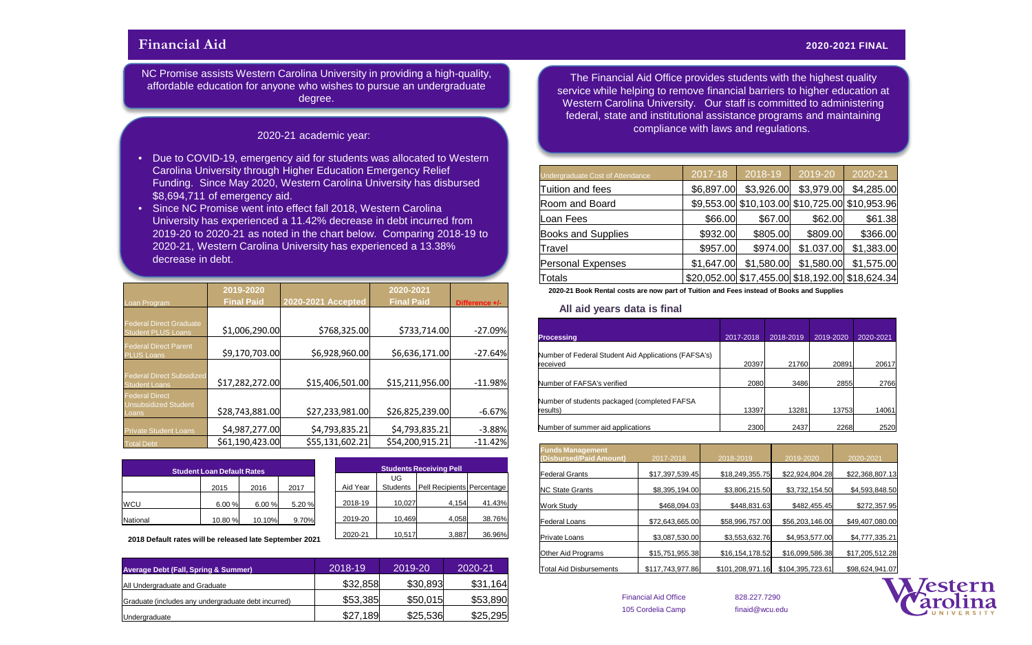# Financial Aid

**2020-2021 FINAL**

NC Promise assists Western Carolina University in providing a high-quality, affordable education for anyone who wishes to pursue an undergraduate degree.

2020-21 academic year:

- Due to COVID-19, emergency aid for students was allocated to Western Carolina University through Higher Education Emergency Relief Funding. Since May 2020, Western Carolina University has disbursed $8,694,711 of emergency aid.
- Since NC Promise went into effect fall 2018, Western Carolina University has experienced a 11.42% decrease in debt incurred from 2019-20 to 2020-21 as noted in the chart below. Comparing 2018-19 to 2020-21, Western Carolina University has experienced a 13.38% decrease in debt.

| Loan Program | 2019-2020 Final Paid | 2020-2021 Accepted | 2020-2021 Final Paid | Difference +/- |
|---|---|---|---|---|
| Federal Direct Graduate Student PLUS Loans | $1,006,290.00 | $768,325.00 | $733,714.00 | -27.09% |
| Federal Direct Parent PLUS Loans | $9,170,703.00 | $6,928,960.00 | $6,636,171.00 | -27.64% |
| Federal Direct Subsidized Student Loans | $17,282,272.00 | $15,406,501.00 | $15,211,956.00 | -11.98% |
| Federal Direct Unsubsidized Student Loans | $28,743,881.00 | $27,233,981.00 | $26,825,239.00 | -6.67% |
| Private Student Loans | $4,987,277.00 | $4,793,835.21 | $4,793,835.21 | -3.88% |
| Total Debt | $61,190,423.00 | $55,131,602.21 | $54,200,915.21 | -11.42% |

| Student Loan Default Rates | 2015 | 2016 | 2017 |
|---|---|---|---|
| WCU | 6.00 % | 6.00 % | 5.20 % |
| National | 10.80 % | 10.10% | 9.70% |

**2018 Default rates will be released late September 2021**

| Aid Year | UG Students | Pell Recipients | Percentage |
|---|---|---|---|
| 2018-19 | 10,027 | 4,154 | 41.43% |
| 2019-20 | 10,469 | 4,058 | 38.76% |
| 2020-21 | 10,517 | 3,887 | 36.96% |

Students Receiving Pell

| Average Debt (Fall, Spring & Summer) | 2018-19 | 2019-20 | 2020-21 |
|---|---|---|---|
| All Undergraduate and Graduate | $32,858 | $30,893 | $31,164 |
| Graduate (includes any undergraduate debt incurred) | $53,385 | $50,015 | $53,890 |
| Undergraduate | $27,189 | $25,536 | $25,295 |

The Financial Aid Office provides students with the highest quality service while helping to remove financial barriers to higher education at Western Carolina University. Our staff is committed to administering federal, state and institutional assistance programs and maintaining compliance with laws and regulations.

| Undergraduate Cost of Attendance | 2017-18 | 2018-19 | 2019-20 | 2020-21 |
|---|---|---|---|---|
| Tuition and fees | $6,897.00 | $3,926.00 | $3,979.00 | $4,285.00 |
| Room and Board | $9,553.00 | $10,103.00 | $10,725.00 | $10,953.96 |
| Loan Fees | $66.00 | $67.00 | $62.00 | $61.38 |
| Books and Supplies | $932.00 | $805.00 | $809.00 | $366.00 |
| Travel | $957.00 | $974.00 | $1.037.00 | $1,383.00 |
| Personal Expenses | $1,647.00 | $1,580.00 | $1,580.00 | $1,575.00 |
| Totals | $20,052.00 | $17,455.00 | $18,192.00 | $18,624.34 |

**2020-21 Book Rental costs are now part of Tuition and Fees instead of Books and Supplies**

**All aid years data is final**

| Processing | 2017-2018 | 2018-2019 | 2019-2020 | 2020-2021 |
|---|---|---|---|---|
| Number of Federal Student Aid Applications (FAFSA's) received | 20397 | 21760 | 20891 | 20617 |
| Number of FAFSA's verified | 2080 | 3486 | 2855 | 2766 |
| Number of students packaged (completed FAFSA results) | 13397 | 13281 | 13753 | 14061 |
| Number of summer aid applications | 2300 | 2437 | 2268 | 2520 |

| Funds Management (Disbursed/Paid Amount) | 2017-2018 | 2018-2019 | 2019-2020 | 2020-2021 |
|---|---|---|---|---|
| Federal Grants | $17,397,539.45 | $18,249,355.75 | $22,924,804.28 | $22,368,807.13 |
| NC State Grants | $8,395,194.00 | $3,806,215.50 | $3,732,154.50 | $4,593,848.50 |
| Work Study | $468,094.03 | $448,831.63 | $482,455.45 | $272,357.95 |
| Federal Loans | $72,643,665.00 | $58,996,757.00 | $56,203,146.00 | $49,407,080.00 |
| Private Loans | $3,087,530.00 | $3,553,632.76 | $4,953,577.00 | $4,777,335.21 |
| Other Aid Programs | $15,751,955.38 | $16,154,178.52 | $16,099,586.38 | $17,205,512.28 |
| Total Aid Disbursements | $117,743,977.86 | $101,208,971.16 | $104,395,723.61 | $98,624,941.07 |

Financial Aid Office
105 Cordelia Camp

828.227.7290
finaid@wcu.edu

Western Carolina University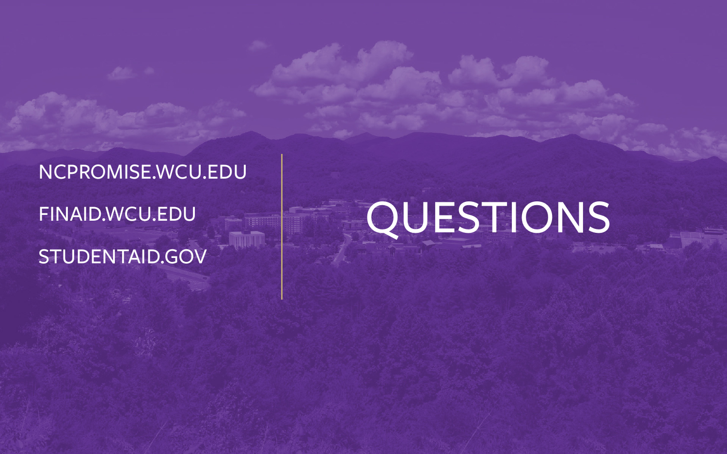NCPROMISE.WCU.EDU

FINAID.WCU.EDU

STUDENTAID.GOV

# QUESTIONS